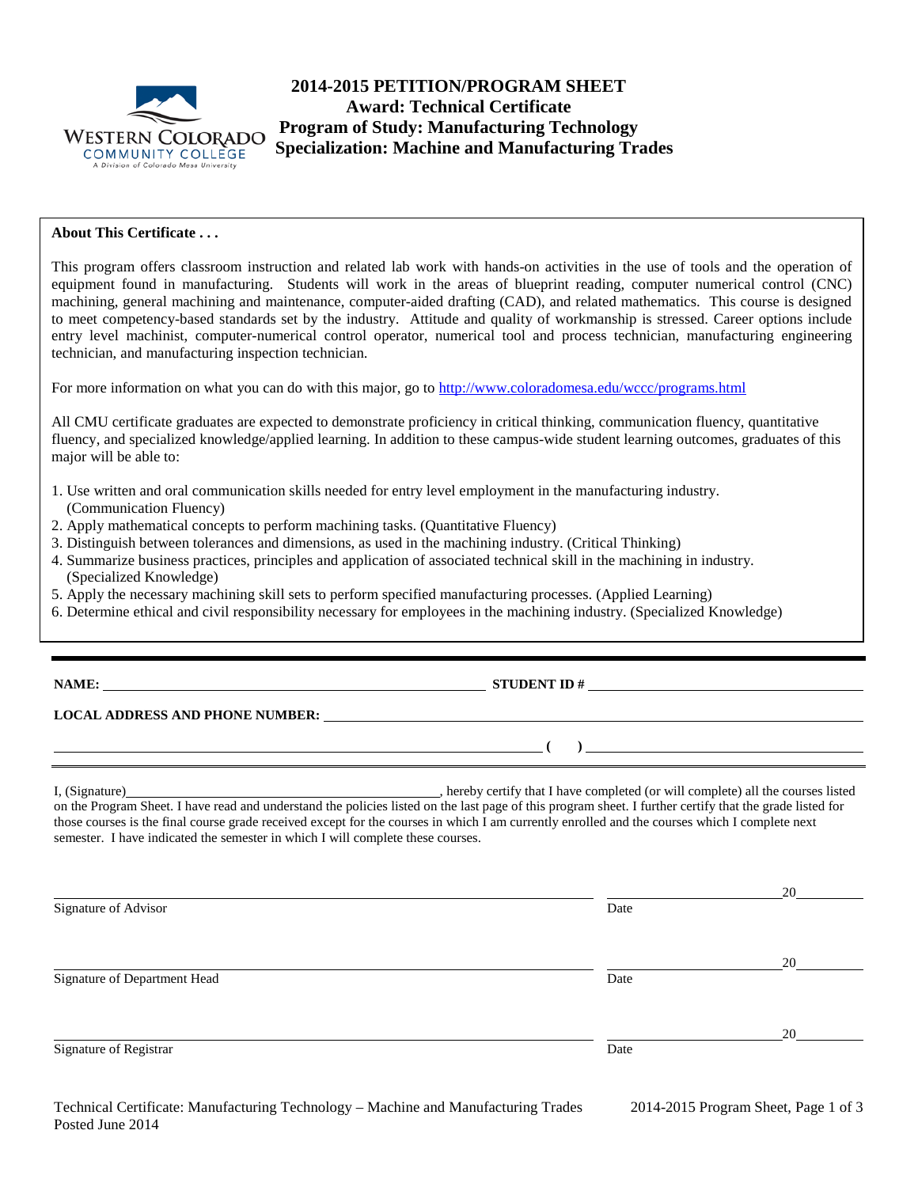# 2014-2015 PETITION/PROGRAM SHEET

**Award: Technical Certificate**
**Program of Study: Manufacturing Technology**
**Specialization: Machine and Manufacturing Trades**

WESTERN COLORADO COMMUNITY COLLEGE
A Division of Colorado Mesa University

**About This Certificate . . .**

This program offers classroom instruction and related lab work with hands-on activities in the use of tools and the operation of equipment found in manufacturing. Students will work in the areas of blueprint reading, computer numerical control (CNC) machining, general machining and maintenance, computer-aided drafting (CAD), and related mathematics. This course is designed to meet competency-based standards set by the industry. Attitude and quality of workmanship is stressed. Career options include entry level machinist, computer-numerical control operator, numerical tool and process technician, manufacturing engineering technician, and manufacturing inspection technician.

For more information on what you can do with this major, go to http://www.coloradomesa.edu/wccc/programs.html

All CMU certificate graduates are expected to demonstrate proficiency in critical thinking, communication fluency, quantitative fluency, and specialized knowledge/applied learning. In addition to these campus-wide student learning outcomes, graduates of this major will be able to:

1. Use written and oral communication skills needed for entry level employment in the manufacturing industry. (Communication Fluency)
2. Apply mathematical concepts to perform machining tasks. (Quantitative Fluency)
3. Distinguish between tolerances and dimensions, as used in the machining industry. (Critical Thinking)
4. Summarize business practices, principles and application of associated technical skill in the machining in industry. (Specialized Knowledge)
5. Apply the necessary machining skill sets to perform specified manufacturing processes. (Applied Learning)
6. Determine ethical and civil responsibility necessary for employees in the machining industry. (Specialized Knowledge)

---

**NAME:** ______________________________ **STUDENT ID #** ______________________________

**LOCAL ADDRESS AND PHONE NUMBER:** ______________________________

______________________________ **( )** ______________________________

I, (Signature)______________________________, hereby certify that I have completed (or will complete) all the courses listed on the Program Sheet. I have read and understand the policies listed on the last page of this program sheet. I further certify that the grade listed for those courses is the final course grade received except for the courses in which I am currently enrolled and the courses which I complete next semester. I have indicated the semester in which I will complete these courses.

______________________________ Signature of Advisor ______________________ Date 20______

______________________________ Signature of Department Head ______________________ Date 20______

______________________________ Signature of Registrar ______________________ Date 20______

Technical Certificate: Manufacturing Technology – Machine and Manufacturing Trades
Posted June 2014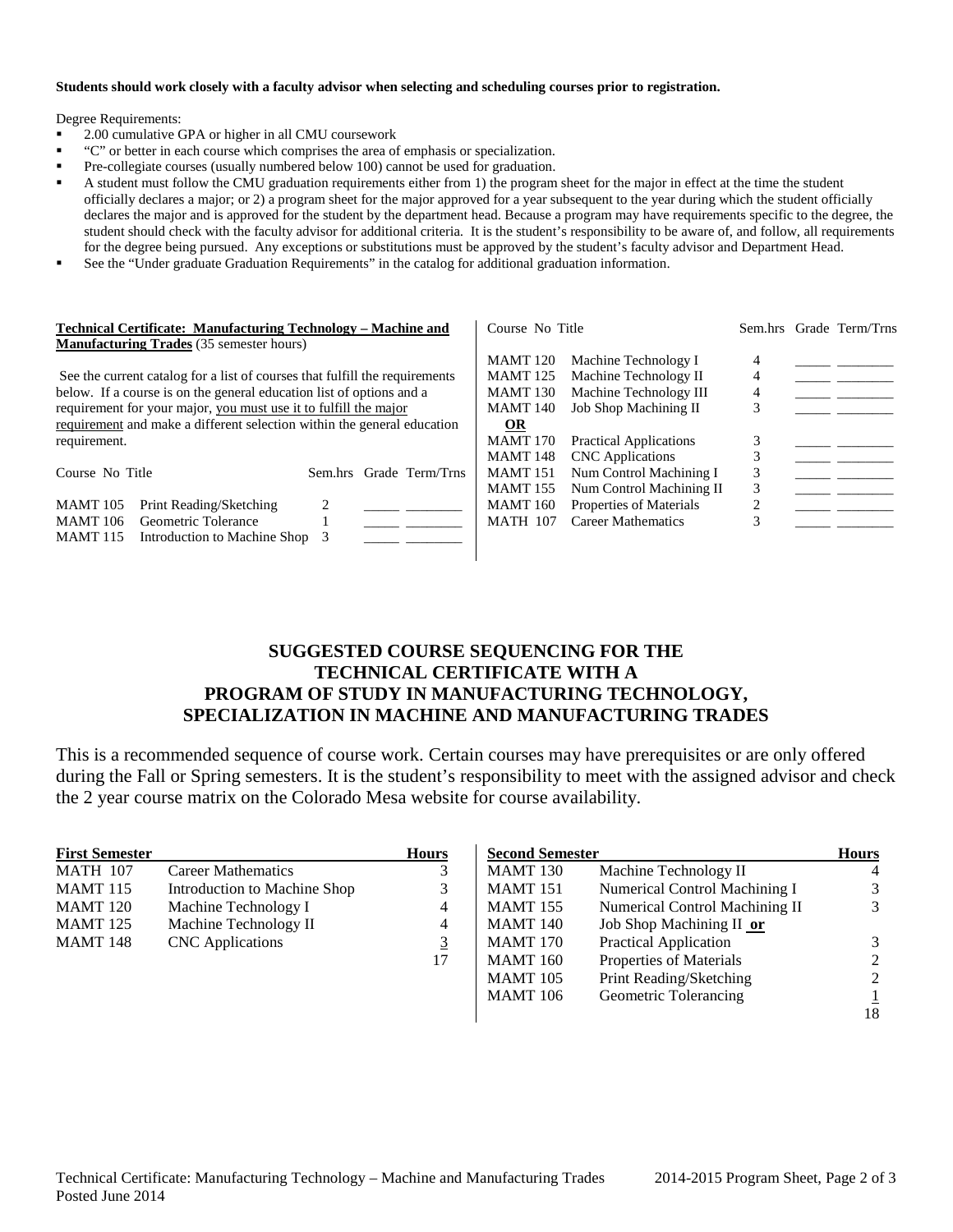**Students should work closely with a faculty advisor when selecting and scheduling courses prior to registration.**

Degree Requirements:

- 2.00 cumulative GPA or higher in all CMU coursework
- "C" or better in each course which comprises the area of emphasis or specialization.
- Pre-collegiate courses (usually numbered below 100) cannot be used for graduation.
- A student must follow the CMU graduation requirements either from 1) the program sheet for the major in effect at the time the student officially declares a major; or 2) a program sheet for the major approved for a year subsequent to the year during which the student officially declares the major and is approved for the student by the department head. Because a program may have requirements specific to the degree, the student should check with the faculty advisor for additional criteria. It is the student's responsibility to be aware of, and follow, all requirements for the degree being pursued. Any exceptions or substitutions must be approved by the student's faculty advisor and Department Head.
- See the "Under graduate Graduation Requirements" in the catalog for additional graduation information.

**Technical Certificate: Manufacturing Technology – Machine and Manufacturing Trades** (35 semester hours)

See the current catalog for a list of courses that fulfill the requirements below. If a course is on the general education list of options and a requirement for your major, you must use it to fulfill the major requirement and make a different selection within the general education requirement.

| Course No | Title | Sem.hrs | Grade | Term/Trns |
|---|---|---|---|---|
| MAMT 105 | Print Reading/Sketching | 2 | _____ | ________ |
| MAMT 106 | Geometric Tolerance | 1 | _____ | ________ |
| MAMT 115 | Introduction to Machine Shop | 3 | _____ | ________ |
| MAMT 120 | Machine Technology I | 4 | _____ | ________ |
| MAMT 125 | Machine Technology II | 4 | _____ | ________ |
| MAMT 130 | Machine Technology III | 4 | _____ | ________ |
| MAMT 140 | Job Shop Machining II | 3 | _____ | ________ |
| **OR** | | | | |
| MAMT 170 | Practical Applications | 3 | _____ | ________ |
| MAMT 148 | CNC Applications | 3 | _____ | ________ |
| MAMT 151 | Num Control Machining I | 3 | _____ | ________ |
| MAMT 155 | Num Control Machining II | 3 | _____ | ________ |
| MAMT 160 | Properties of Materials | 2 | _____ | ________ |
| MATH 107 | Career Mathematics | 3 | _____ | ________ |

## SUGGESTED COURSE SEQUENCING FOR THE TECHNICAL CERTIFICATE WITH A PROGRAM OF STUDY IN MANUFACTURING TECHNOLOGY, SPECIALIZATION IN MACHINE AND MANUFACTURING TRADES

This is a recommended sequence of course work. Certain courses may have prerequisites or are only offered during the Fall or Spring semesters. It is the student's responsibility to meet with the assigned advisor and check the 2 year course matrix on the Colorado Mesa website for course availability.

| First Semester | | Hours |
|---|---|---|
| MATH 107 | Career Mathematics | 3 |
| MAMT 115 | Introduction to Machine Shop | 3 |
| MAMT 120 | Machine Technology I | 4 |
| MAMT 125 | Machine Technology II | 4 |
| MAMT 148 | CNC Applications | 3 |
| | | 17 |

| Second Semester | | Hours |
|---|---|---|
| MAMT 130 | Machine Technology II | 4 |
| MAMT 151 | Numerical Control Machining I | 3 |
| MAMT 155 | Numerical Control Machining II | 3 |
| MAMT 140 | Job Shop Machining II **or** | |
| MAMT 170 | Practical Application | 3 |
| MAMT 160 | Properties of Materials | 2 |
| MAMT 105 | Print Reading/Sketching | 2 |
| MAMT 106 | Geometric Tolerancing | 1 |
| | | 18 |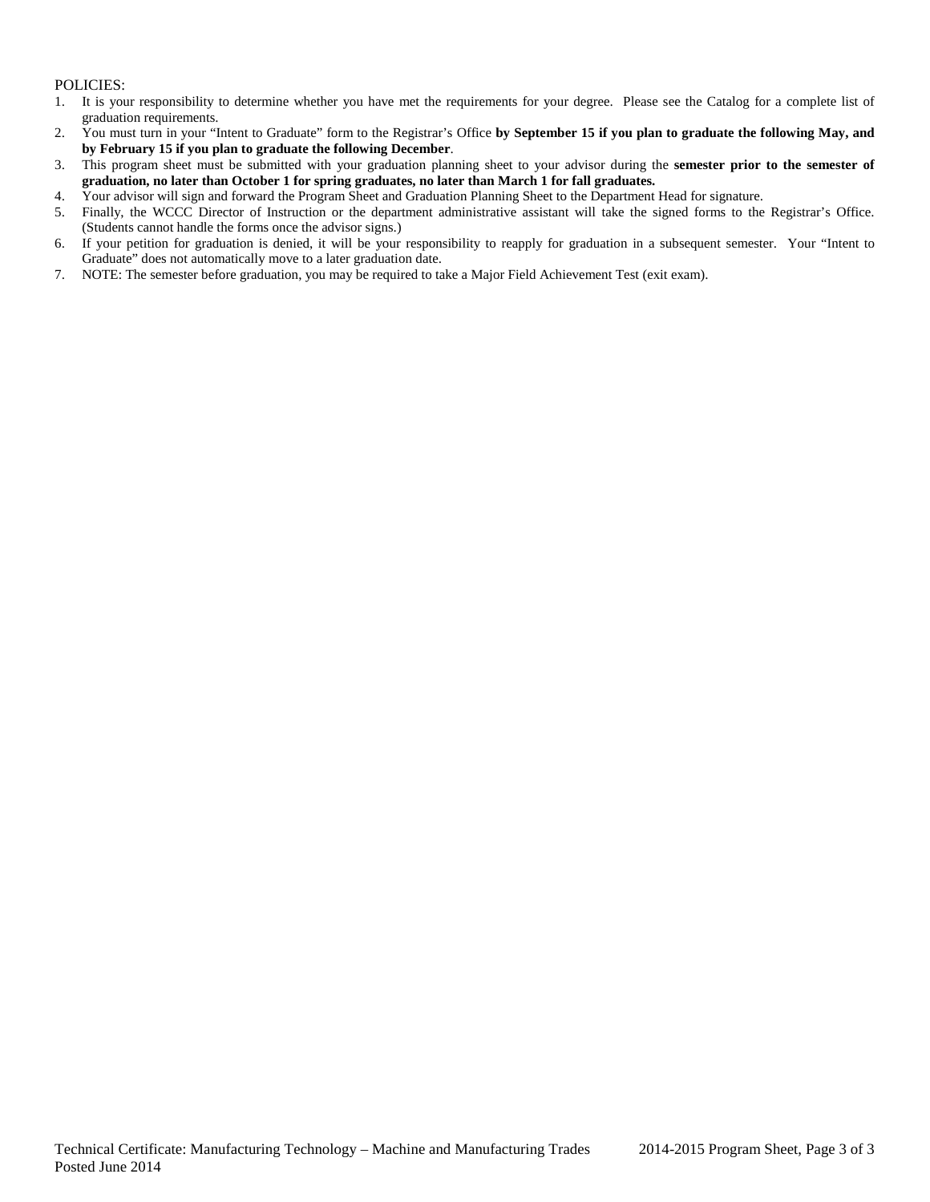POLICIES:

1. It is your responsibility to determine whether you have met the requirements for your degree. Please see the Catalog for a complete list of graduation requirements.
2. You must turn in your "Intent to Graduate" form to the Registrar's Office **by September 15 if you plan to graduate the following May, and by February 15 if you plan to graduate the following December**.
3. This program sheet must be submitted with your graduation planning sheet to your advisor during the **semester prior to the semester of graduation, no later than October 1 for spring graduates, no later than March 1 for fall graduates.**
4. Your advisor will sign and forward the Program Sheet and Graduation Planning Sheet to the Department Head for signature.
5. Finally, the WCCC Director of Instruction or the department administrative assistant will take the signed forms to the Registrar's Office. (Students cannot handle the forms once the advisor signs.)
6. If your petition for graduation is denied, it will be your responsibility to reapply for graduation in a subsequent semester. Your "Intent to Graduate" does not automatically move to a later graduation date.
7. NOTE: The semester before graduation, you may be required to take a Major Field Achievement Test (exit exam).